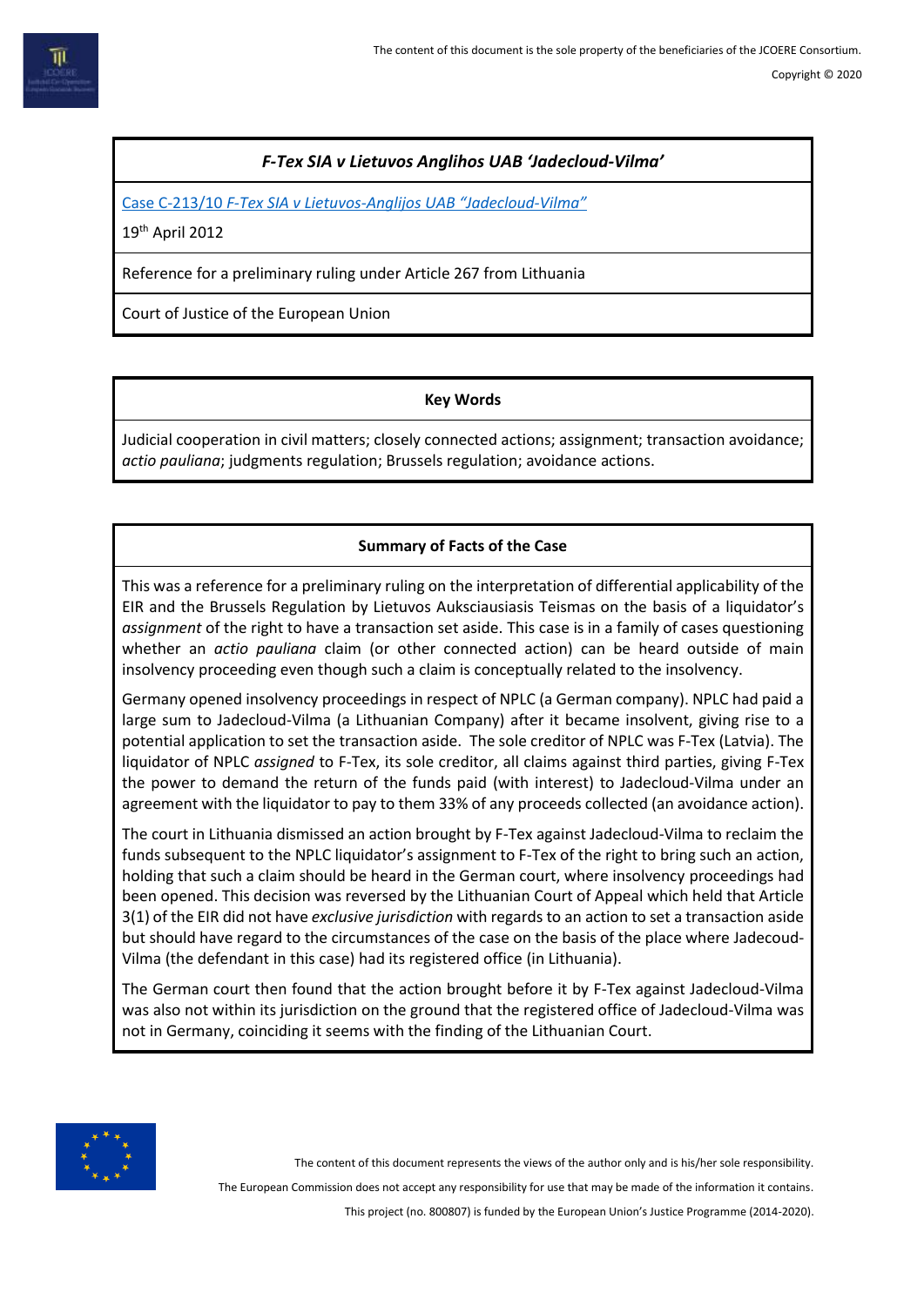### *F-Tex SIA v Lietuvos Anglihos UAB 'Jadecloud-Vilma'*

Case C-213/10 *F-Tex SIA v Lietuvos-Anglijos UAB "Jadecloud-Vilma"*

19th April 2012

Reference for a preliminary ruling under Article 267 from Lithuania

Court of Justice of the European Union

**Key Words**

Judicial cooperation in civil matters; closely connected actions; assignment; transaction avoidance; *actio pauliana*; judgments regulation; Brussels regulation; avoidance actions.

**Summary of Facts of the Case**

This was a reference for a preliminary ruling on the interpretation of differential applicability of the EIR and the Brussels Regulation by Lietuvos Auksciausiasis Teismas on the basis of a liquidator's *assignment* of the right to have a transaction set aside. This case is in a family of cases questioning whether an *actio pauliana* claim (or other connected action) can be heard outside of main insolvency proceeding even though such a claim is conceptually related to the insolvency.

Germany opened insolvency proceedings in respect of NPLC (a German company). NPLC had paid a large sum to Jadecloud-Vilma (a Lithuanian Company) after it became insolvent, giving rise to a potential application to set the transaction aside. The sole creditor of NPLC was F-Tex (Latvia). The liquidator of NPLC *assigned* to F-Tex, its sole creditor, all claims against third parties, giving F-Tex the power to demand the return of the funds paid (with interest) to Jadecloud-Vilma under an agreement with the liquidator to pay to them 33% of any proceeds collected (an avoidance action).

The court in Lithuania dismissed an action brought by F-Tex against Jadecloud-Vilma to reclaim the funds subsequent to the NPLC liquidator's assignment to F-Tex of the right to bring such an action, holding that such a claim should be heard in the German court, where insolvency proceedings had been opened. This decision was reversed by the Lithuanian Court of Appeal which held that Article 3(1) of the EIR did not have *exclusive jurisdiction* with regards to an action to set a transaction aside but should have regard to the circumstances of the case on the basis of the place where Jadecoud-Vilma (the defendant in this case) had its registered office (in Lithuania).

The German court then found that the action brought before it by F-Tex against Jadecloud-Vilma was also not within its jurisdiction on the ground that the registered office of Jadecloud-Vilma was not in Germany, coinciding it seems with the finding of the Lithuanian Court.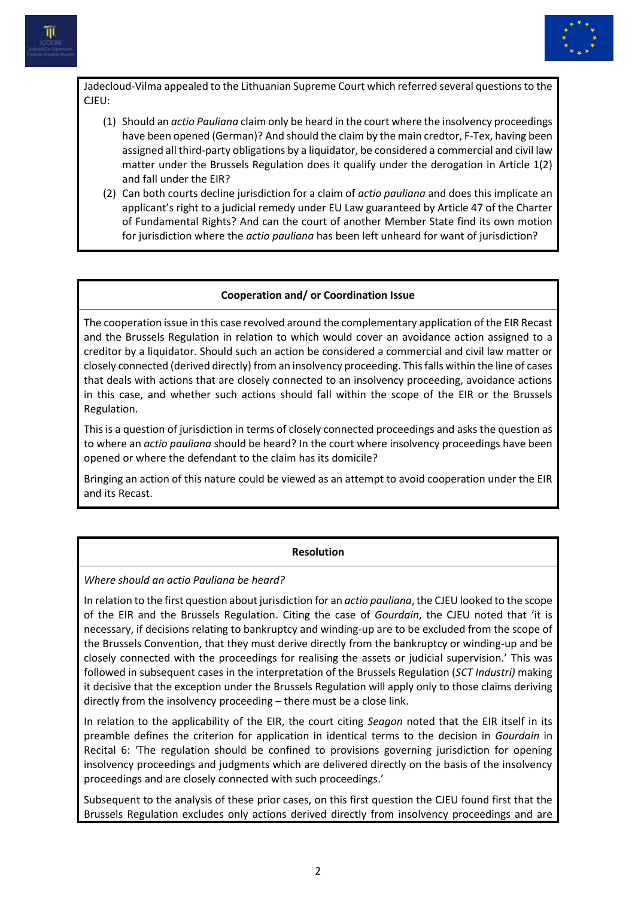Jadecloud-Vilma appealed to the Lithuanian Supreme Court which referred several questions to the CJEU:

1. Should an *actio Pauliana* claim only be heard in the court where the insolvency proceedings have been opened (German)? And should the claim by the main credtor, F-Tex, having been assigned all third-party obligations by a liquidator, be considered a commercial and civil law matter under the Brussels Regulation does it qualify under the derogation in Article 1(2) and fall under the EIR?
2. Can both courts decline jurisdiction for a claim of *actio pauliana* and does this implicate an applicant's right to a judicial remedy under EU Law guaranteed by Article 47 of the Charter of Fundamental Rights? And can the court of another Member State find its own motion for jurisdiction where the *actio pauliana* has been left unheard for want of jurisdiction?

### Cooperation and/ or Coordination Issue

The cooperation issue in this case revolved around the complementary application of the EIR Recast and the Brussels Regulation in relation to which would cover an avoidance action assigned to a creditor by a liquidator. Should such an action be considered a commercial and civil law matter or closely connected (derived directly) from an insolvency proceeding. This falls within the line of cases that deals with actions that are closely connected to an insolvency proceeding, avoidance actions in this case, and whether such actions should fall within the scope of the EIR or the Brussels Regulation.

This is a question of jurisdiction in terms of closely connected proceedings and asks the question as to where an *actio pauliana* should be heard? In the court where insolvency proceedings have been opened or where the defendant to the claim has its domicile?

Bringing an action of this nature could be viewed as an attempt to avoid cooperation under the EIR and its Recast.

### Resolution

*Where should an actio Pauliana be heard?*

In relation to the first question about jurisdiction for an *actio pauliana*, the CJEU looked to the scope of the EIR and the Brussels Regulation. Citing the case of *Gourdain*, the CJEU noted that 'it is necessary, if decisions relating to bankruptcy and winding-up are to be excluded from the scope of the Brussels Convention, that they must derive directly from the bankruptcy or winding-up and be closely connected with the proceedings for realising the assets or judicial supervision.' This was followed in subsequent cases in the interpretation of the Brussels Regulation (*SCT Industri)* making it decisive that the exception under the Brussels Regulation will apply only to those claims deriving directly from the insolvency proceeding – there must be a close link.

In relation to the applicability of the EIR, the court citing *Seagon* noted that the EIR itself in its preamble defines the criterion for application in identical terms to the decision in *Gourdain* in Recital 6: 'The regulation should be confined to provisions governing jurisdiction for opening insolvency proceedings and judgments which are delivered directly on the basis of the insolvency proceedings and are closely connected with such proceedings.'

Subsequent to the analysis of these prior cases, on this first question the CJEU found first that the Brussels Regulation excludes only actions derived directly from insolvency proceedings and are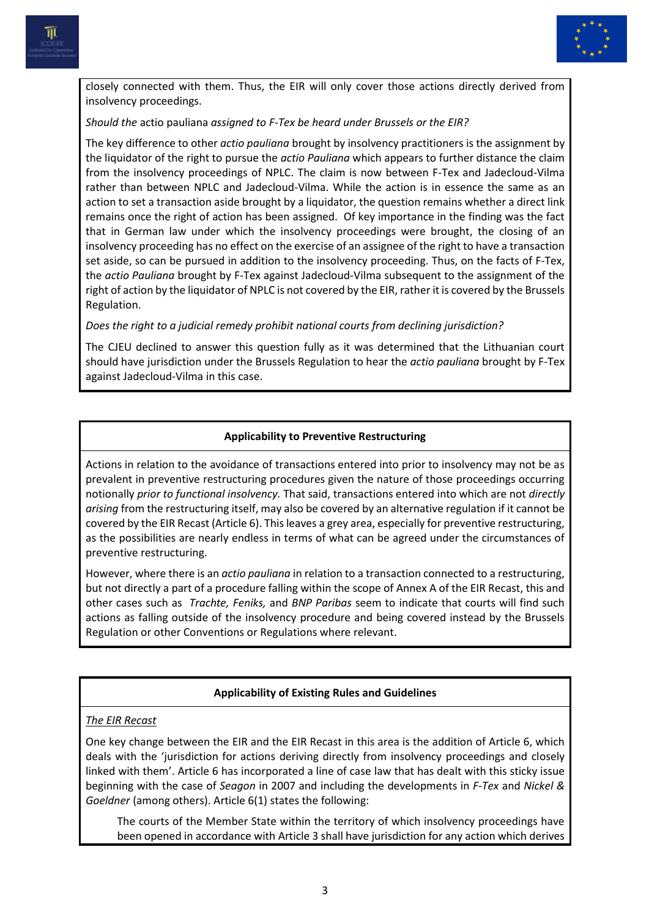closely connected with them. Thus, the EIR will only cover those actions directly derived from insolvency proceedings.

*Should the* actio pauliana *assigned to F-Tex be heard under Brussels or the EIR?*

The key difference to other *actio pauliana* brought by insolvency practitioners is the assignment by the liquidator of the right to pursue the *actio Pauliana* which appears to further distance the claim from the insolvency proceedings of NPLC. The claim is now between F-Tex and Jadecloud-Vilma rather than between NPLC and Jadecloud-Vilma. While the action is in essence the same as an action to set a transaction aside brought by a liquidator, the question remains whether a direct link remains once the right of action has been assigned. Of key importance in the finding was the fact that in German law under which the insolvency proceedings were brought, the closing of an insolvency proceeding has no effect on the exercise of an assignee of the right to have a transaction set aside, so can be pursued in addition to the insolvency proceeding. Thus, on the facts of F-Tex, the *actio Pauliana* brought by F-Tex against Jadecloud-Vilma subsequent to the assignment of the right of action by the liquidator of NPLC is not covered by the EIR, rather it is covered by the Brussels Regulation.

*Does the right to a judicial remedy prohibit national courts from declining jurisdiction?*

The CJEU declined to answer this question fully as it was determined that the Lithuanian court should have jurisdiction under the Brussels Regulation to hear the *actio pauliana* brought by F-Tex against Jadecloud-Vilma in this case.

**Applicability to Preventive Restructuring**

Actions in relation to the avoidance of transactions entered into prior to insolvency may not be as prevalent in preventive restructuring procedures given the nature of those proceedings occurring notionally *prior to functional insolvency.* That said, transactions entered into which are not *directly arising* from the restructuring itself, may also be covered by an alternative regulation if it cannot be covered by the EIR Recast (Article 6). This leaves a grey area, especially for preventive restructuring, as the possibilities are nearly endless in terms of what can be agreed under the circumstances of preventive restructuring.

However, where there is an *actio pauliana* in relation to a transaction connected to a restructuring, but not directly a part of a procedure falling within the scope of Annex A of the EIR Recast, this and other cases such as *Trachte, Feniks,* and *BNP Paribas* seem to indicate that courts will find such actions as falling outside of the insolvency procedure and being covered instead by the Brussels Regulation or other Conventions or Regulations where relevant.

**Applicability of Existing Rules and Guidelines**

*The EIR Recast*

One key change between the EIR and the EIR Recast in this area is the addition of Article 6, which deals with the 'jurisdiction for actions deriving directly from insolvency proceedings and closely linked with them'. Article 6 has incorporated a line of case law that has dealt with this sticky issue beginning with the case of *Seagon* in 2007 and including the developments in *F-Tex* and *Nickel & Goeldner* (among others). Article 6(1) states the following:

> The courts of the Member State within the territory of which insolvency proceedings have been opened in accordance with Article 3 shall have jurisdiction for any action which derives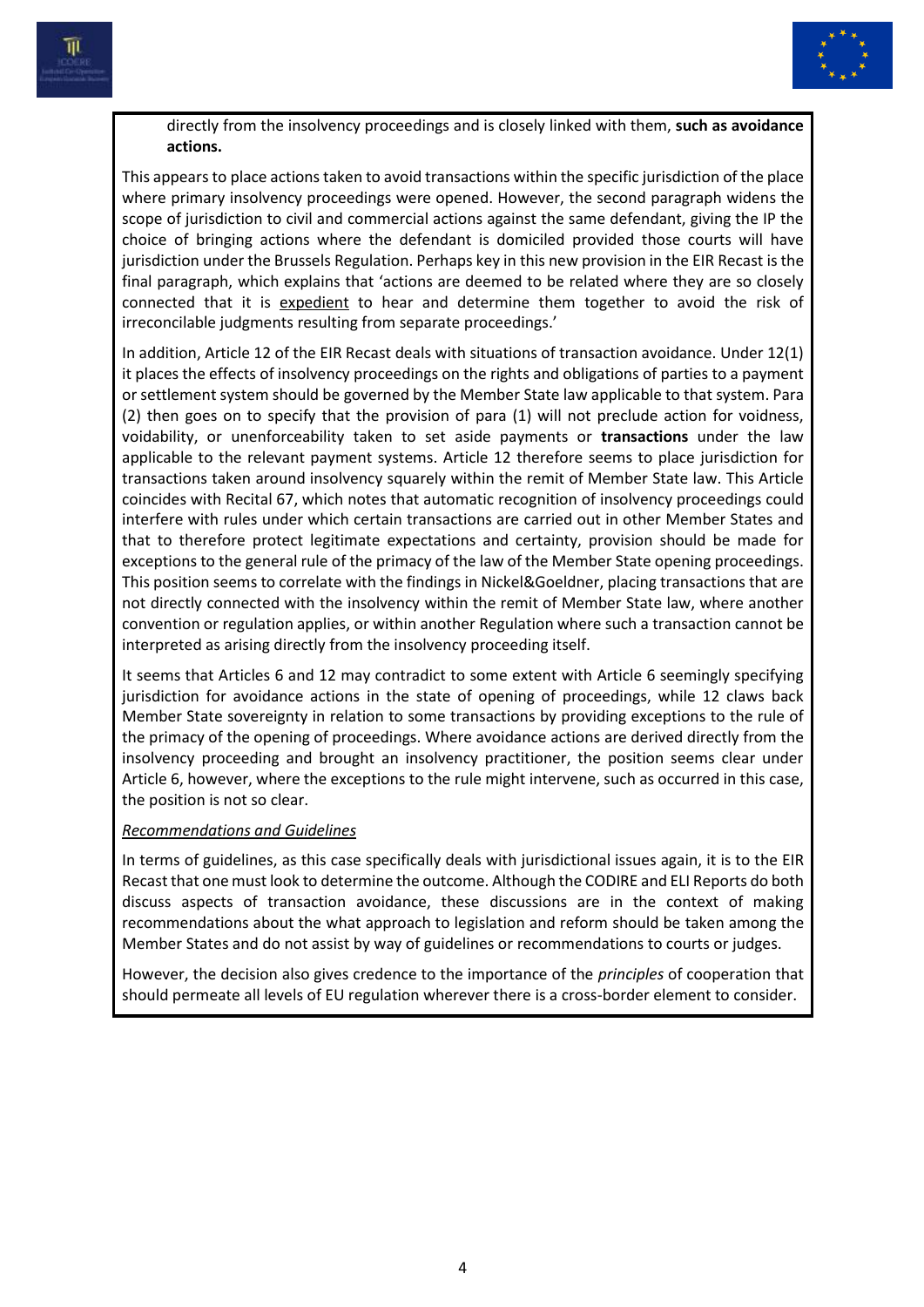directly from the insolvency proceedings and is closely linked with them, **such as avoidance actions.**

This appears to place actions taken to avoid transactions within the specific jurisdiction of the place where primary insolvency proceedings were opened. However, the second paragraph widens the scope of jurisdiction to civil and commercial actions against the same defendant, giving the IP the choice of bringing actions where the defendant is domiciled provided those courts will have jurisdiction under the Brussels Regulation. Perhaps key in this new provision in the EIR Recast is the final paragraph, which explains that 'actions are deemed to be related where they are so closely connected that it is <u>expedient</u> to hear and determine them together to avoid the risk of irreconcilable judgments resulting from separate proceedings.'

In addition, Article 12 of the EIR Recast deals with situations of transaction avoidance. Under 12(1) it places the effects of insolvency proceedings on the rights and obligations of parties to a payment or settlement system should be governed by the Member State law applicable to that system. Para (2) then goes on to specify that the provision of para (1) will not preclude action for voidness, voidability, or unenforceability taken to set aside payments or **transactions** under the law applicable to the relevant payment systems. Article 12 therefore seems to place jurisdiction for transactions taken around insolvency squarely within the remit of Member State law. This Article coincides with Recital 67, which notes that automatic recognition of insolvency proceedings could interfere with rules under which certain transactions are carried out in other Member States and that to therefore protect legitimate expectations and certainty, provision should be made for exceptions to the general rule of the primacy of the law of the Member State opening proceedings. This position seems to correlate with the findings in Nickel&Goeldner, placing transactions that are not directly connected with the insolvency within the remit of Member State law, where another convention or regulation applies, or within another Regulation where such a transaction cannot be interpreted as arising directly from the insolvency proceeding itself.

It seems that Articles 6 and 12 may contradict to some extent with Article 6 seemingly specifying jurisdiction for avoidance actions in the state of opening of proceedings, while 12 claws back Member State sovereignty in relation to some transactions by providing exceptions to the rule of the primacy of the opening of proceedings. Where avoidance actions are derived directly from the insolvency proceeding and brought an insolvency practitioner, the position seems clear under Article 6, however, where the exceptions to the rule might intervene, such as occurred in this case, the position is not so clear.

*<u>Recommendations and Guidelines</u>*

In terms of guidelines, as this case specifically deals with jurisdictional issues again, it is to the EIR Recast that one must look to determine the outcome. Although the CODIRE and ELI Reports do both discuss aspects of transaction avoidance, these discussions are in the context of making recommendations about the what approach to legislation and reform should be taken among the Member States and do not assist by way of guidelines or recommendations to courts or judges.

However, the decision also gives credence to the importance of the *principles* of cooperation that should permeate all levels of EU regulation wherever there is a cross-border element to consider.